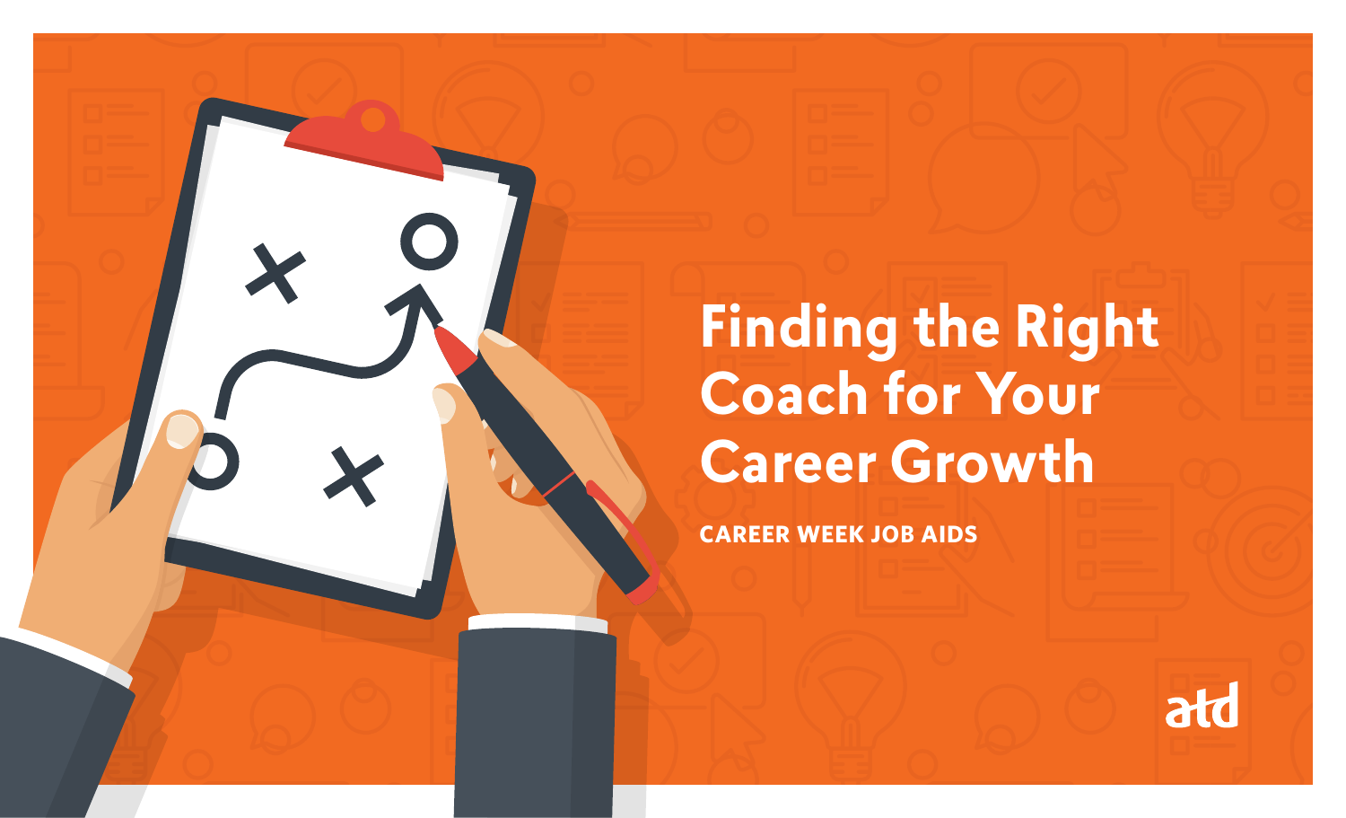# Finding the Right Coach for Your Career Growth

**CAREER WEEK JOB AIDS**

atd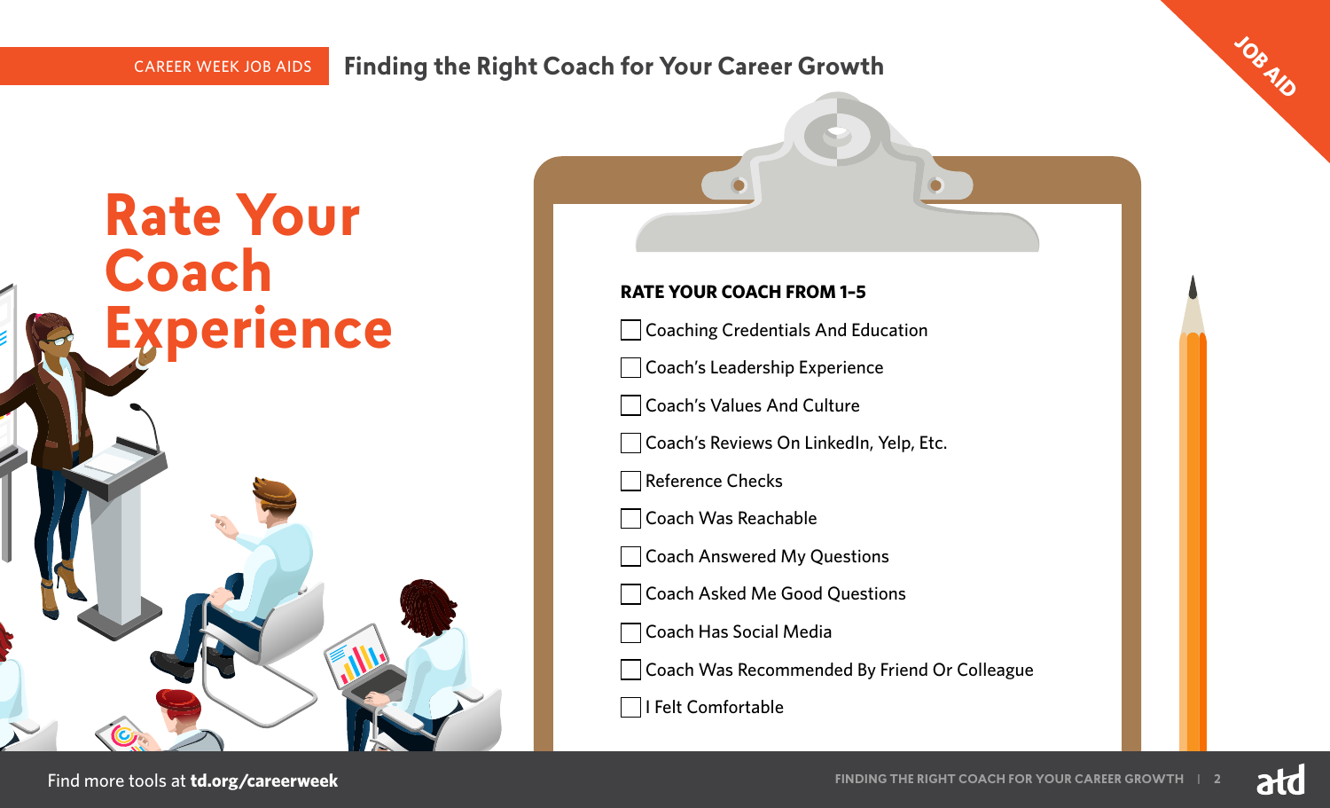# Rate Your Coach Experience

**RATE YOUR COACH FROM 1-5**

- [ ] Coaching Credentials And Education
- [ ] Coach's Leadership Experience
- [ ] Coach's Values And Culture
- [ ] Coach's Reviews On LinkedIn, Yelp, Etc.
- [ ] Reference Checks
- [ ] Coach Was Reachable
- [ ] Coach Answered My Questions
- [ ] Coach Asked Me Good Questions
- [ ] Coach Has Social Media
- [ ] Coach Was Recommended By Friend Or Colleague
- [ ] I Felt Comfortable

Find more tools at **td.org/careerweek**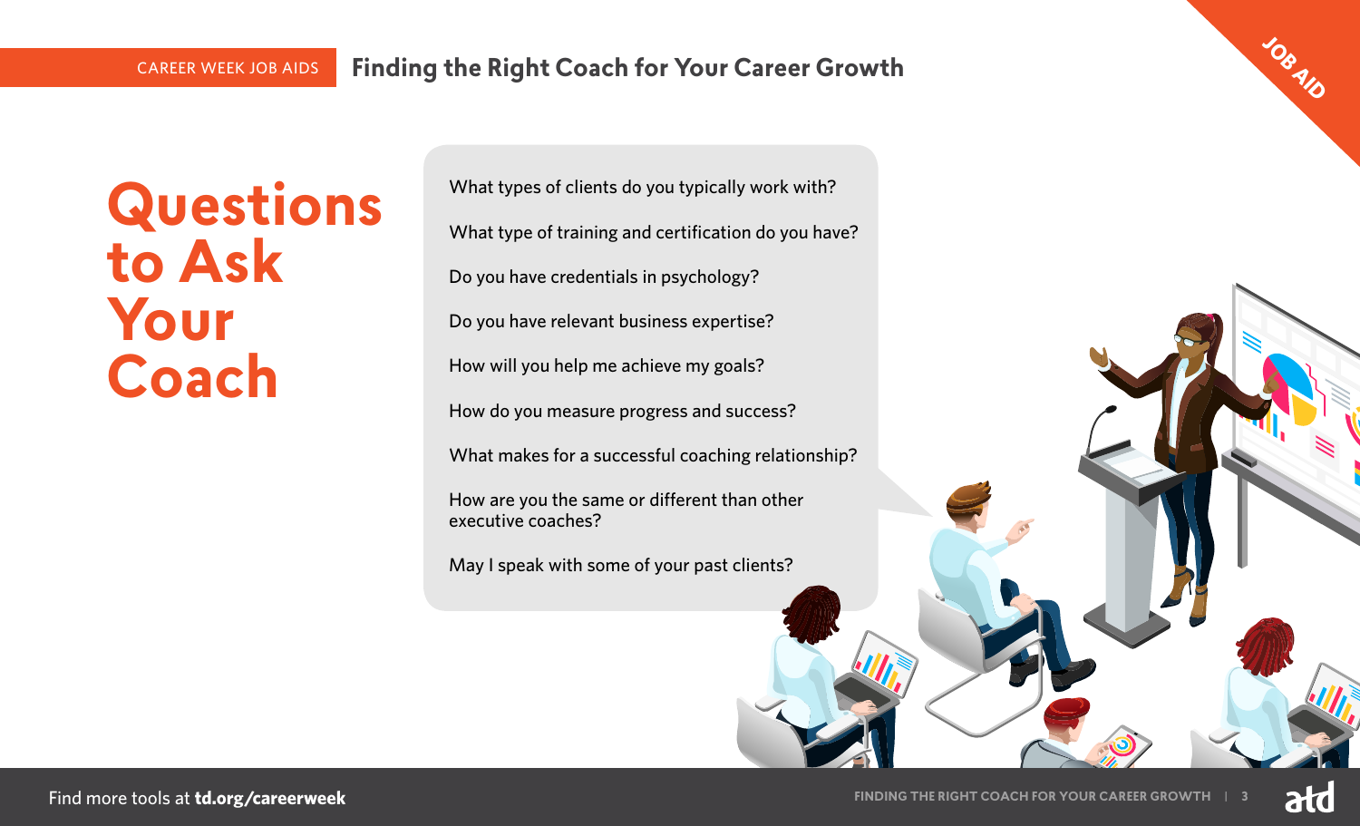# Questions to Ask Your Coach

- What types of clients do you typically work with?
- What type of training and certification do you have?
- Do you have credentials in psychology?
- Do you have relevant business expertise?
- How will you help me achieve my goals?
- How do you measure progress and success?
- What makes for a successful coaching relationship?
- How are you the same or different than other executive coaches?
- May I speak with some of your past clients?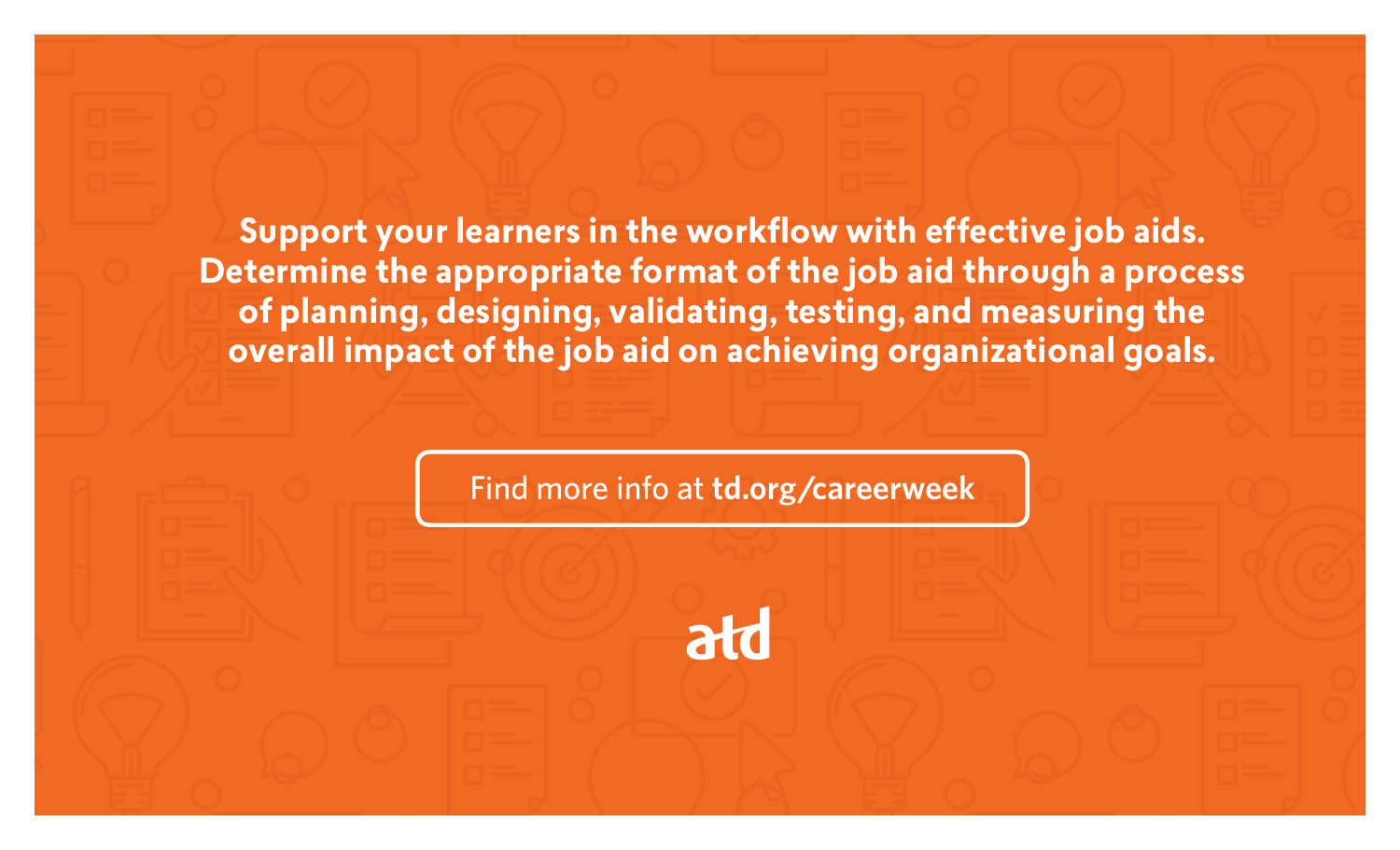**Support your learners in the workflow with effective job aids. Determine the appropriate format of the job aid through a process of planning, designing, validating, testing, and measuring the overall impact of the job aid on achieving organizational goals.**

Find more info at **td.org/careerweek**

atd